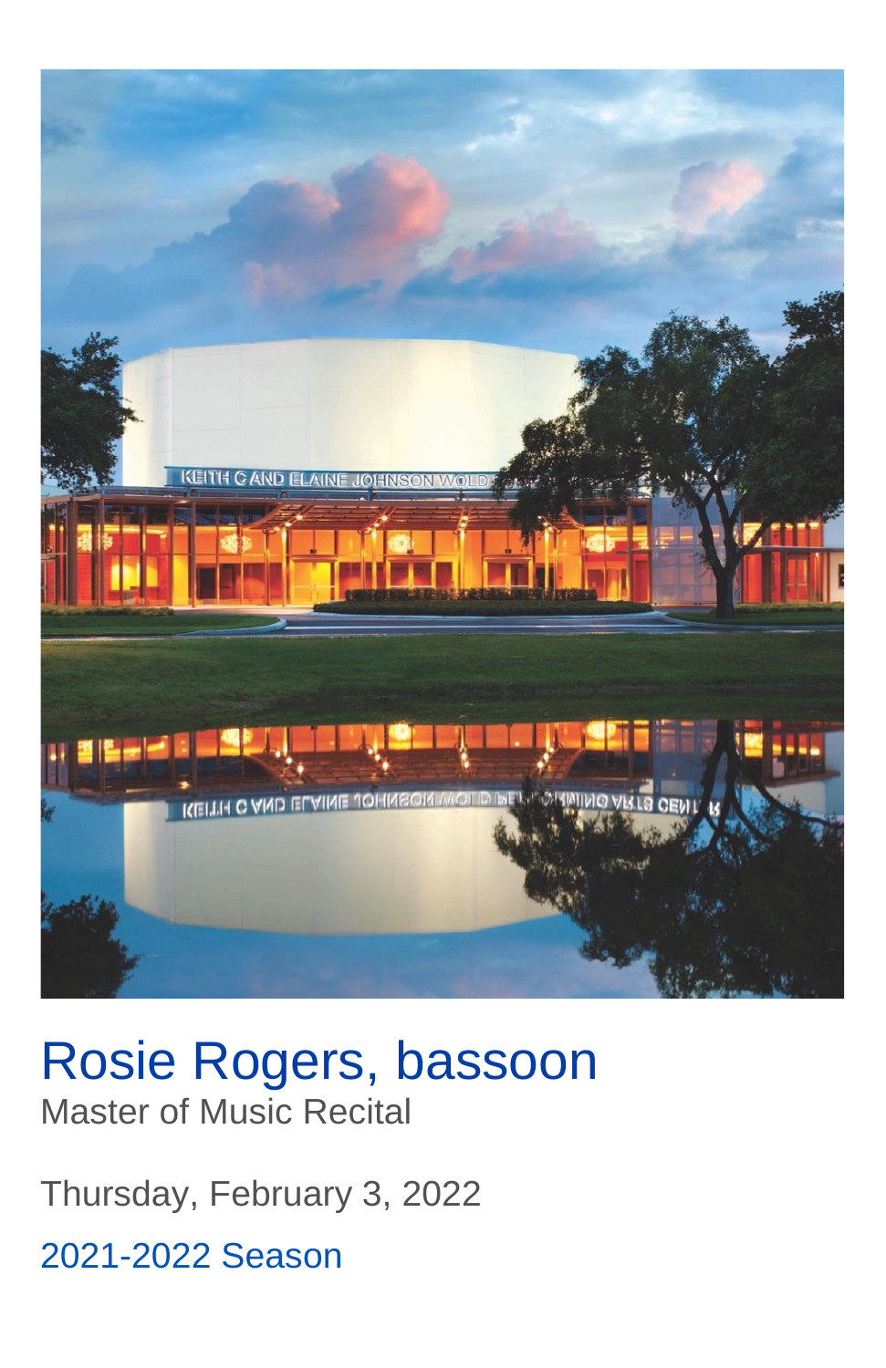# Rosie Rogers, bassoon

Master of Music Recital

Thursday, February 3, 2022

2021-2022 Season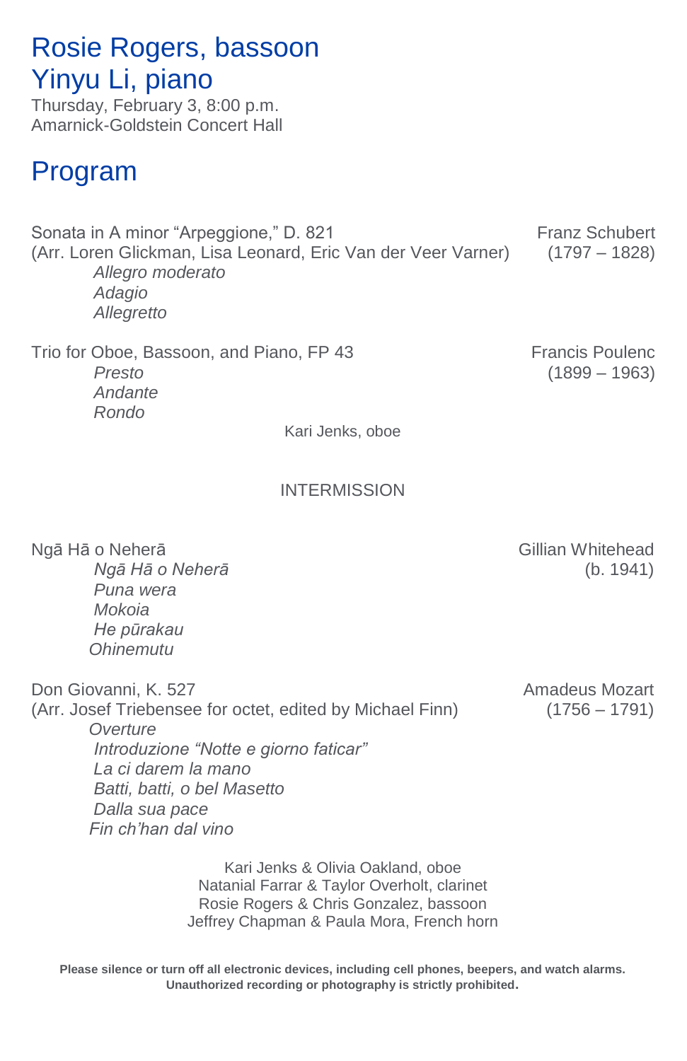# Rosie Rogers, bassoon
# Yinyu Li, piano

Thursday, February 3, 8:00 p.m.
Amarnick-Goldstein Concert Hall

## Program

Sonata in A minor "Arpeggione," D. 821 — Franz Schubert (1797 – 1828)
(Arr. Loren Glickman, Lisa Leonard, Eric Van der Veer Varner)

*Allegro moderato*
*Adagio*
*Allegretto*

Trio for Oboe, Bassoon, and Piano, FP 43 — Francis Poulenc (1899 – 1963)

*Presto*
*Andante*
*Rondo*

Kari Jenks, oboe

INTERMISSION

Ngā Hā o Neherā — Gillian Whitehead (b. 1941)

*Ngā Hā o Neherā*
*Puna wera*
*Mokoia*
*He pūrakau*
*Ohinemutu*

Don Giovanni, K. 527 — Amadeus Mozart (1756 – 1791)
(Arr. Josef Triebensee for octet, edited by Michael Finn)

*Overture*
*Introduzione "Notte e giorno faticar"*
*La ci darem la mano*
*Batti, batti, o bel Masetto*
*Dalla sua pace*
*Fin ch'han dal vino*

Kari Jenks & Olivia Oakland, oboe
Natanial Farrar & Taylor Overholt, clarinet
Rosie Rogers & Chris Gonzalez, bassoon
Jeffrey Chapman & Paula Mora, French horn

**Please silence or turn off all electronic devices, including cell phones, beepers, and watch alarms.**
**Unauthorized recording or photography is strictly prohibited.**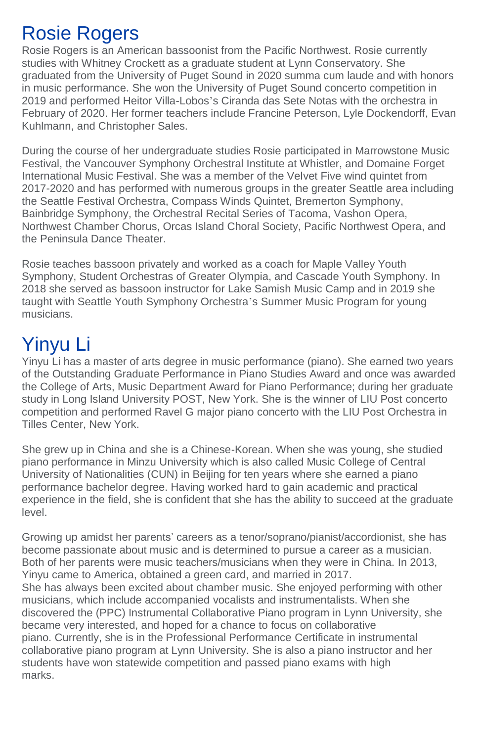# Rosie Rogers

Rosie Rogers is an American bassoonist from the Pacific Northwest. Rosie currently studies with Whitney Crockett as a graduate student at Lynn Conservatory. She graduated from the University of Puget Sound in 2020 summa cum laude and with honors in music performance. She won the University of Puget Sound concerto competition in 2019 and performed Heitor Villa-Lobos's Ciranda das Sete Notas with the orchestra in February of 2020. Her former teachers include Francine Peterson, Lyle Dockendorff, Evan Kuhlmann, and Christopher Sales.

During the course of her undergraduate studies Rosie participated in Marrowstone Music Festival, the Vancouver Symphony Orchestral Institute at Whistler, and Domaine Forget International Music Festival. She was a member of the Velvet Five wind quintet from 2017-2020 and has performed with numerous groups in the greater Seattle area including the Seattle Festival Orchestra, Compass Winds Quintet, Bremerton Symphony, Bainbridge Symphony, the Orchestral Recital Series of Tacoma, Vashon Opera, Northwest Chamber Chorus, Orcas Island Choral Society, Pacific Northwest Opera, and the Peninsula Dance Theater.

Rosie teaches bassoon privately and worked as a coach for Maple Valley Youth Symphony, Student Orchestras of Greater Olympia, and Cascade Youth Symphony. In 2018 she served as bassoon instructor for Lake Samish Music Camp and in 2019 she taught with Seattle Youth Symphony Orchestra's Summer Music Program for young musicians.

# Yinyu Li

Yinyu Li has a master of arts degree in music performance (piano). She earned two years of the Outstanding Graduate Performance in Piano Studies Award and once was awarded the College of Arts, Music Department Award for Piano Performance; during her graduate study in Long Island University POST, New York. She is the winner of LIU Post concerto competition and performed Ravel G major piano concerto with the LIU Post Orchestra in Tilles Center, New York.

She grew up in China and she is a Chinese-Korean. When she was young, she studied piano performance in Minzu University which is also called Music College of Central University of Nationalities (CUN) in Beijing for ten years where she earned a piano performance bachelor degree. Having worked hard to gain academic and practical experience in the field, she is confident that she has the ability to succeed at the graduate level.

Growing up amidst her parents' careers as a tenor/soprano/pianist/accordionist, she has become passionate about music and is determined to pursue a career as a musician. Both of her parents were music teachers/musicians when they were in China. In 2013, Yinyu came to America, obtained a green card, and married in 2017.
She has always been excited about chamber music. She enjoyed performing with other musicians, which include accompanied vocalists and instrumentalists. When she discovered the (PPC) Instrumental Collaborative Piano program in Lynn University, she became very interested, and hoped for a chance to focus on collaborative piano. Currently, she is in the Professional Performance Certificate in instrumental collaborative piano program at Lynn University. She is also a piano instructor and her students have won statewide competition and passed piano exams with high marks.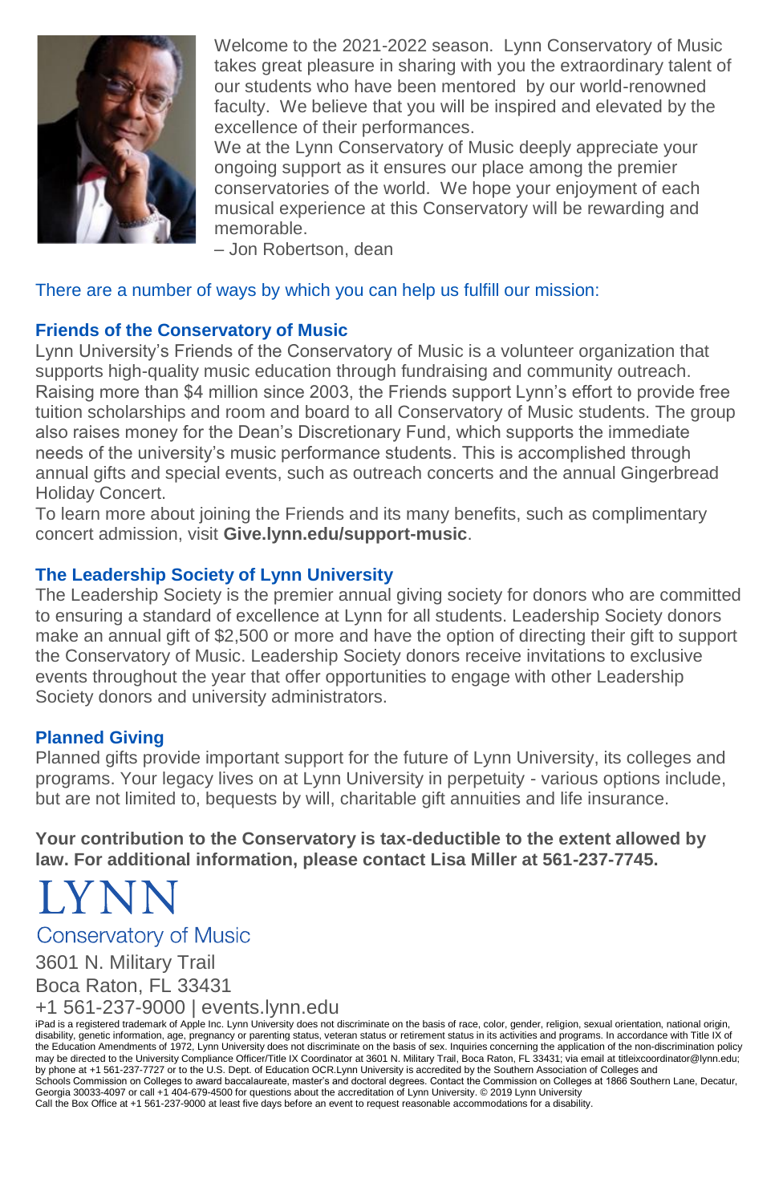Welcome to the 2021-2022 season. Lynn Conservatory of Music takes great pleasure in sharing with you the extraordinary talent of our students who have been mentored by our world-renowned faculty. We believe that you will be inspired and elevated by the excellence of their performances.

We at the Lynn Conservatory of Music deeply appreciate your ongoing support as it ensures our place among the premier conservatories of the world. We hope your enjoyment of each musical experience at this Conservatory will be rewarding and memorable.

– Jon Robertson, dean

There are a number of ways by which you can help us fulfill our mission:

## Friends of the Conservatory of Music

Lynn University's Friends of the Conservatory of Music is a volunteer organization that supports high-quality music education through fundraising and community outreach. Raising more than $4 million since 2003, the Friends support Lynn's effort to provide free tuition scholarships and room and board to all Conservatory of Music students. The group also raises money for the Dean's Discretionary Fund, which supports the immediate needs of the university's music performance students. This is accomplished through annual gifts and special events, such as outreach concerts and the annual Gingerbread Holiday Concert.

To learn more about joining the Friends and its many benefits, such as complimentary concert admission, visit **Give.lynn.edu/support-music**.

## The Leadership Society of Lynn University

The Leadership Society is the premier annual giving society for donors who are committed to ensuring a standard of excellence at Lynn for all students. Leadership Society donors make an annual gift of $2,500 or more and have the option of directing their gift to support the Conservatory of Music. Leadership Society donors receive invitations to exclusive events throughout the year that offer opportunities to engage with other Leadership Society donors and university administrators.

## Planned Giving

Planned gifts provide important support for the future of Lynn University, its colleges and programs. Your legacy lives on at Lynn University in perpetuity - various options include, but are not limited to, bequests by will, charitable gift annuities and life insurance.

**Your contribution to the Conservatory is tax-deductible to the extent allowed by law. For additional information, please contact Lisa Miller at 561-237-7745.**

LYNN

Conservatory of Music

3601 N. Military Trail
Boca Raton, FL 33431
+1 561-237-9000 | events.lynn.edu

iPad is a registered trademark of Apple Inc. Lynn University does not discriminate on the basis of race, color, gender, religion, sexual orientation, national origin, disability, genetic information, age, pregnancy or parenting status, veteran status or retirement status in its activities and programs. In accordance with Title IX of the Education Amendments of 1972, Lynn University does not discriminate on the basis of sex. Inquiries concerning the application of the non-discrimination policy may be directed to the University Compliance Officer/Title IX Coordinator at 3601 N. Military Trail, Boca Raton, FL 33431; via email at titleixcoordinator@lynn.edu; by phone at +1 561-237-7727 or to the U.S. Dept. of Education OCR.Lynn University is accredited by the Southern Association of Colleges and Schools Commission on Colleges to award baccalaureate, master's and doctoral degrees. Contact the Commission on Colleges at 1866 Southern Lane, Decatur, Georgia 30033-4097 or call +1 404-679-4500 for questions about the accreditation of Lynn University. © 2019 Lynn University
Call the Box Office at +1 561-237-9000 at least five days before an event to request reasonable accommodations for a disability.